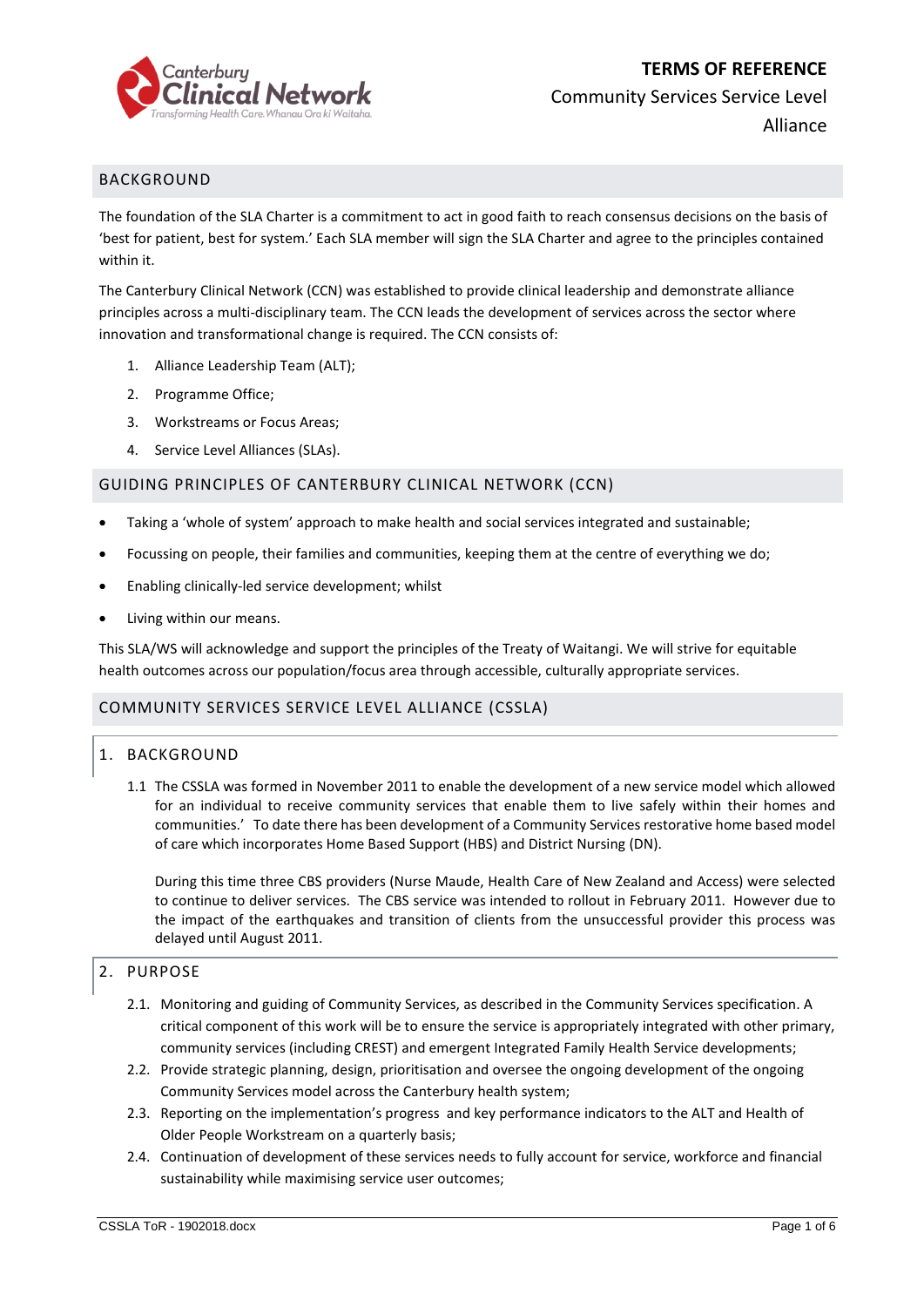# TERMS OF REFERENCE

Community Services Service Level Alliance

## BACKGROUND

The foundation of the SLA Charter is a commitment to act in good faith to reach consensus decisions on the basis of 'best for patient, best for system.' Each SLA member will sign the SLA Charter and agree to the principles contained within it.

The Canterbury Clinical Network (CCN) was established to provide clinical leadership and demonstrate alliance principles across a multi-disciplinary team. The CCN leads the development of services across the sector where innovation and transformational change is required. The CCN consists of:

1. Alliance Leadership Team (ALT);
2. Programme Office;
3. Workstreams or Focus Areas;
4. Service Level Alliances (SLAs).

## GUIDING PRINCIPLES OF CANTERBURY CLINICAL NETWORK (CCN)

- Taking a 'whole of system' approach to make health and social services integrated and sustainable;
- Focussing on people, their families and communities, keeping them at the centre of everything we do;
- Enabling clinically-led service development; whilst
- Living within our means.

This SLA/WS will acknowledge and support the principles of the Treaty of Waitangi. We will strive for equitable health outcomes across our population/focus area through accessible, culturally appropriate services.

## COMMUNITY SERVICES SERVICE LEVEL ALLIANCE (CSSLA)

### 1. BACKGROUND

1.1 The CSSLA was formed in November 2011 to enable the development of a new service model which allowed for an individual to receive community services that enable them to live safely within their homes and communities.' To date there has been development of a Community Services restorative home based model of care which incorporates Home Based Support (HBS) and District Nursing (DN).

During this time three CBS providers (Nurse Maude, Health Care of New Zealand and Access) were selected to continue to deliver services. The CBS service was intended to rollout in February 2011. However due to the impact of the earthquakes and transition of clients from the unsuccessful provider this process was delayed until August 2011.

### 2. PURPOSE

2.1. Monitoring and guiding of Community Services, as described in the Community Services specification. A critical component of this work will be to ensure the service is appropriately integrated with other primary, community services (including CREST) and emergent Integrated Family Health Service developments;

2.2. Provide strategic planning, design, prioritisation and oversee the ongoing development of the ongoing Community Services model across the Canterbury health system;

2.3. Reporting on the implementation's progress and key performance indicators to the ALT and Health of Older People Workstream on a quarterly basis;

2.4. Continuation of development of these services needs to fully account for service, workforce and financial sustainability while maximising service user outcomes;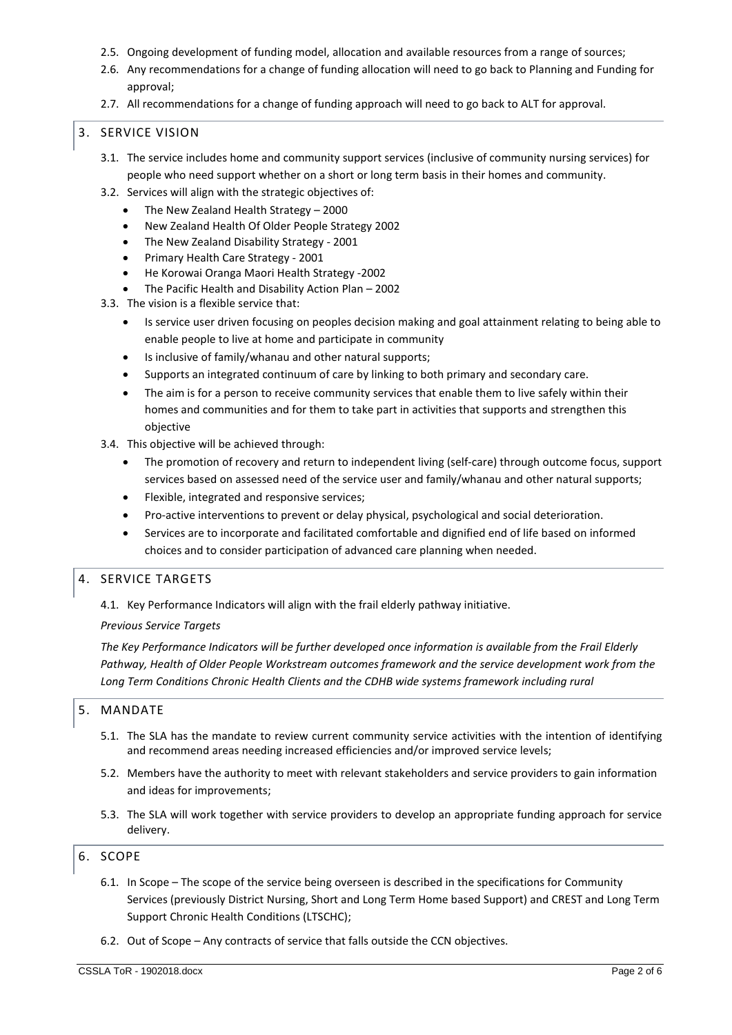2.5. Ongoing development of funding model, allocation and available resources from a range of sources;

2.6. Any recommendations for a change of funding allocation will need to go back to Planning and Funding for approval;

2.7. All recommendations for a change of funding approach will need to go back to ALT for approval.

## 3. SERVICE VISION

3.1. The service includes home and community support services (inclusive of community nursing services) for people who need support whether on a short or long term basis in their homes and community.

3.2. Services will align with the strategic objectives of:

- The New Zealand Health Strategy – 2000
- New Zealand Health Of Older People Strategy 2002
- The New Zealand Disability Strategy - 2001
- Primary Health Care Strategy - 2001
- He Korowai Oranga Maori Health Strategy -2002
- The Pacific Health and Disability Action Plan – 2002

3.3. The vision is a flexible service that:

- Is service user driven focusing on peoples decision making and goal attainment relating to being able to enable people to live at home and participate in community
- Is inclusive of family/whanau and other natural supports;
- Supports an integrated continuum of care by linking to both primary and secondary care.
- The aim is for a person to receive community services that enable them to live safely within their homes and communities and for them to take part in activities that supports and strengthen this objective

3.4. This objective will be achieved through:

- The promotion of recovery and return to independent living (self-care) through outcome focus, support services based on assessed need of the service user and family/whanau and other natural supports;
- Flexible, integrated and responsive services;
- Pro-active interventions to prevent or delay physical, psychological and social deterioration.
- Services are to incorporate and facilitated comfortable and dignified end of life based on informed choices and to consider participation of advanced care planning when needed.

## 4. SERVICE TARGETS

4.1. Key Performance Indicators will align with the frail elderly pathway initiative.

*Previous Service Targets*

*The Key Performance Indicators will be further developed once information is available from the Frail Elderly Pathway, Health of Older People Workstream outcomes framework and the service development work from the Long Term Conditions Chronic Health Clients and the CDHB wide systems framework including rural*

## 5. MANDATE

5.1. The SLA has the mandate to review current community service activities with the intention of identifying and recommend areas needing increased efficiencies and/or improved service levels;

5.2. Members have the authority to meet with relevant stakeholders and service providers to gain information and ideas for improvements;

5.3. The SLA will work together with service providers to develop an appropriate funding approach for service delivery.

## 6. SCOPE

6.1. In Scope – The scope of the service being overseen is described in the specifications for Community Services (previously District Nursing, Short and Long Term Home based Support) and CREST and Long Term Support Chronic Health Conditions (LTSCHC);

6.2. Out of Scope – Any contracts of service that falls outside the CCN objectives.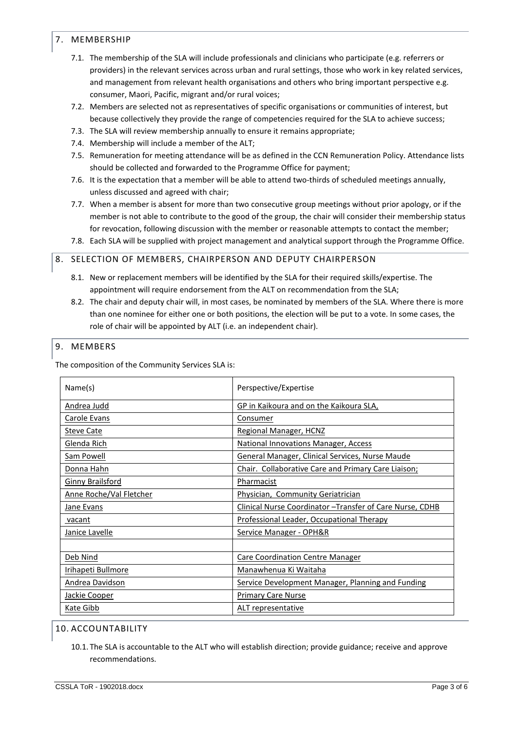## 7. MEMBERSHIP

7.1. The membership of the SLA will include professionals and clinicians who participate (e.g. referrers or providers) in the relevant services across urban and rural settings, those who work in key related services, and management from relevant health organisations and others who bring important perspective e.g. consumer, Maori, Pacific, migrant and/or rural voices;

7.2. Members are selected not as representatives of specific organisations or communities of interest, but because collectively they provide the range of competencies required for the SLA to achieve success;

7.3. The SLA will review membership annually to ensure it remains appropriate;

7.4. Membership will include a member of the ALT;

7.5. Remuneration for meeting attendance will be as defined in the CCN Remuneration Policy. Attendance lists should be collected and forwarded to the Programme Office for payment;

7.6. It is the expectation that a member will be able to attend two-thirds of scheduled meetings annually, unless discussed and agreed with chair;

7.7. When a member is absent for more than two consecutive group meetings without prior apology, or if the member is not able to contribute to the good of the group, the chair will consider their membership status for revocation, following discussion with the member or reasonable attempts to contact the member;

7.8. Each SLA will be supplied with project management and analytical support through the Programme Office.

## 8. SELECTION OF MEMBERS, CHAIRPERSON AND DEPUTY CHAIRPERSON

8.1. New or replacement members will be identified by the SLA for their required skills/expertise. The appointment will require endorsement from the ALT on recommendation from the SLA;

8.2. The chair and deputy chair will, in most cases, be nominated by members of the SLA. Where there is more than one nominee for either one or both positions, the election will be put to a vote. In some cases, the role of chair will be appointed by ALT (i.e. an independent chair).

## 9. MEMBERS

The composition of the Community Services SLA is:

| Name(s) | Perspective/Expertise |
|---|---|
| Andrea Judd | GP in Kaikoura and on the Kaikoura SLA, |
| Carole Evans | Consumer |
| Steve Cate | Regional Manager, HCNZ |
| Glenda Rich | National Innovations Manager, Access |
| Sam Powell | General Manager, Clinical Services, Nurse Maude |
| Donna Hahn | Chair. Collaborative Care and Primary Care Liaison; |
| Ginny Brailsford | Pharmacist |
| Anne Roche/Val Fletcher | Physician, Community Geriatrician |
| Jane Evans | Clinical Nurse Coordinator –Transfer of Care Nurse, CDHB |
| vacant | Professional Leader, Occupational Therapy |
| Janice Lavelle | Service Manager - OPH&R |
| | |
| Deb Nind | Care Coordination Centre Manager |
| Irihapeti Bullmore | Manawhenua Ki Waitaha |
| Andrea Davidson | Service Development Manager, Planning and Funding |
| Jackie Cooper | Primary Care Nurse |
| Kate Gibb | ALT representative |

## 10. ACCOUNTABILITY

10.1. The SLA is accountable to the ALT who will establish direction; provide guidance; receive and approve recommendations.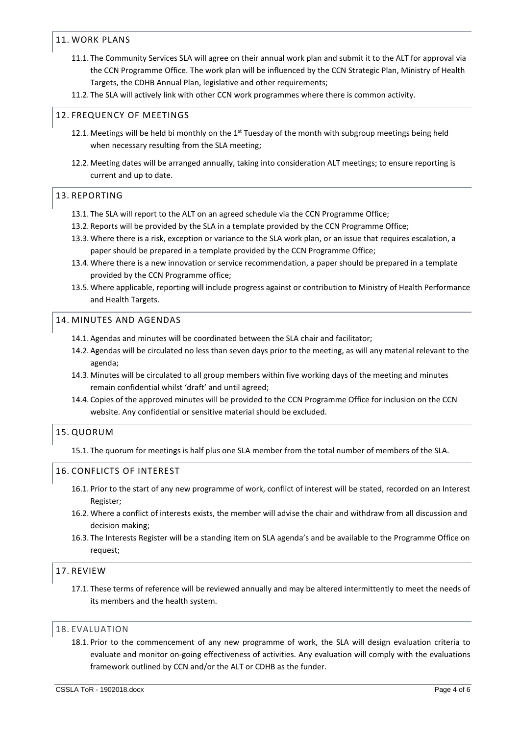## 11. WORK PLANS

11.1. The Community Services SLA will agree on their annual work plan and submit it to the ALT for approval via the CCN Programme Office. The work plan will be influenced by the CCN Strategic Plan, Ministry of Health Targets, the CDHB Annual Plan, legislative and other requirements;

11.2. The SLA will actively link with other CCN work programmes where there is common activity.

## 12. FREQUENCY OF MEETINGS

12.1. Meetings will be held bi monthly on the 1st Tuesday of the month with subgroup meetings being held when necessary resulting from the SLA meeting;

12.2. Meeting dates will be arranged annually, taking into consideration ALT meetings; to ensure reporting is current and up to date.

## 13. REPORTING

13.1. The SLA will report to the ALT on an agreed schedule via the CCN Programme Office;

13.2. Reports will be provided by the SLA in a template provided by the CCN Programme Office;

13.3. Where there is a risk, exception or variance to the SLA work plan, or an issue that requires escalation, a paper should be prepared in a template provided by the CCN Programme Office;

13.4. Where there is a new innovation or service recommendation, a paper should be prepared in a template provided by the CCN Programme office;

13.5. Where applicable, reporting will include progress against or contribution to Ministry of Health Performance and Health Targets.

## 14. MINUTES AND AGENDAS

14.1. Agendas and minutes will be coordinated between the SLA chair and facilitator;

14.2. Agendas will be circulated no less than seven days prior to the meeting, as will any material relevant to the agenda;

14.3. Minutes will be circulated to all group members within five working days of the meeting and minutes remain confidential whilst 'draft' and until agreed;

14.4. Copies of the approved minutes will be provided to the CCN Programme Office for inclusion on the CCN website. Any confidential or sensitive material should be excluded.

## 15. QUORUM

15.1. The quorum for meetings is half plus one SLA member from the total number of members of the SLA.

## 16. CONFLICTS OF INTEREST

16.1. Prior to the start of any new programme of work, conflict of interest will be stated, recorded on an Interest Register;

16.2. Where a conflict of interests exists, the member will advise the chair and withdraw from all discussion and decision making;

16.3. The Interests Register will be a standing item on SLA agenda's and be available to the Programme Office on request;

## 17. REVIEW

17.1. These terms of reference will be reviewed annually and may be altered intermittently to meet the needs of its members and the health system.

## 18. EVALUATION

18.1. Prior to the commencement of any new programme of work, the SLA will design evaluation criteria to evaluate and monitor on-going effectiveness of activities. Any evaluation will comply with the evaluations framework outlined by CCN and/or the ALT or CDHB as the funder.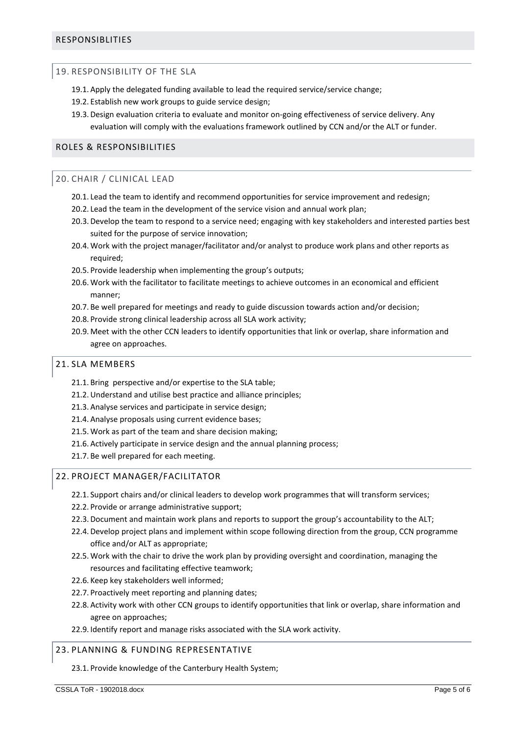## RESPONSIBLITIES

### 19. RESPONSIBILITY OF THE SLA

19.1. Apply the delegated funding available to lead the required service/service change;

19.2. Establish new work groups to guide service design;

19.3. Design evaluation criteria to evaluate and monitor on-going effectiveness of service delivery. Any evaluation will comply with the evaluations framework outlined by CCN and/or the ALT or funder.

## ROLES & RESPONSIBILITIES

### 20. CHAIR / CLINICAL LEAD

20.1. Lead the team to identify and recommend opportunities for service improvement and redesign;

20.2. Lead the team in the development of the service vision and annual work plan;

20.3. Develop the team to respond to a service need; engaging with key stakeholders and interested parties best suited for the purpose of service innovation;

20.4. Work with the project manager/facilitator and/or analyst to produce work plans and other reports as required;

20.5. Provide leadership when implementing the group's outputs;

20.6. Work with the facilitator to facilitate meetings to achieve outcomes in an economical and efficient manner;

20.7. Be well prepared for meetings and ready to guide discussion towards action and/or decision;

20.8. Provide strong clinical leadership across all SLA work activity;

20.9. Meet with the other CCN leaders to identify opportunities that link or overlap, share information and agree on approaches.

### 21. SLA MEMBERS

21.1. Bring perspective and/or expertise to the SLA table;

21.2. Understand and utilise best practice and alliance principles;

21.3. Analyse services and participate in service design;

21.4. Analyse proposals using current evidence bases;

21.5. Work as part of the team and share decision making;

21.6. Actively participate in service design and the annual planning process;

21.7. Be well prepared for each meeting.

### 22. PROJECT MANAGER/FACILITATOR

22.1. Support chairs and/or clinical leaders to develop work programmes that will transform services;

22.2. Provide or arrange administrative support;

22.3. Document and maintain work plans and reports to support the group's accountability to the ALT;

22.4. Develop project plans and implement within scope following direction from the group, CCN programme office and/or ALT as appropriate;

22.5. Work with the chair to drive the work plan by providing oversight and coordination, managing the resources and facilitating effective teamwork;

22.6. Keep key stakeholders well informed;

22.7. Proactively meet reporting and planning dates;

22.8. Activity work with other CCN groups to identify opportunities that link or overlap, share information and agree on approaches;

22.9. Identify report and manage risks associated with the SLA work activity.

### 23. PLANNING & FUNDING REPRESENTATIVE

23.1. Provide knowledge of the Canterbury Health System;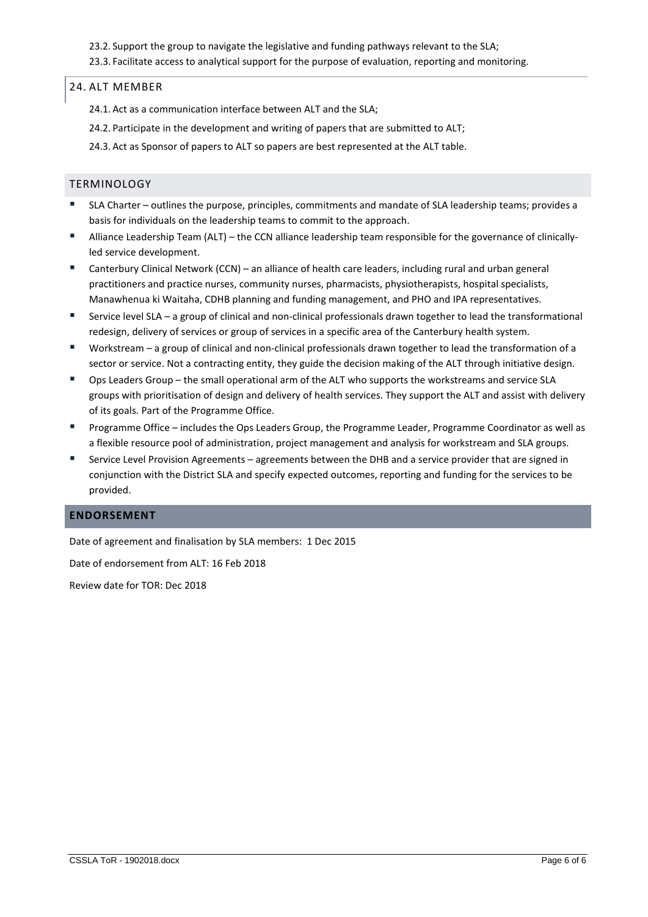23.2. Support the group to navigate the legislative and funding pathways relevant to the SLA;

23.3. Facilitate access to analytical support for the purpose of evaluation, reporting and monitoring.

## 24. ALT MEMBER

24.1. Act as a communication interface between ALT and the SLA;

24.2. Participate in the development and writing of papers that are submitted to ALT;

24.3. Act as Sponsor of papers to ALT so papers are best represented at the ALT table.

## TERMINOLOGY

- SLA Charter – outlines the purpose, principles, commitments and mandate of SLA leadership teams; provides a basis for individuals on the leadership teams to commit to the approach.
- Alliance Leadership Team (ALT) – the CCN alliance leadership team responsible for the governance of clinically-led service development.
- Canterbury Clinical Network (CCN) – an alliance of health care leaders, including rural and urban general practitioners and practice nurses, community nurses, pharmacists, physiotherapists, hospital specialists, Manawhenua ki Waitaha, CDHB planning and funding management, and PHO and IPA representatives.
- Service level SLA – a group of clinical and non-clinical professionals drawn together to lead the transformational redesign, delivery of services or group of services in a specific area of the Canterbury health system.
- Workstream – a group of clinical and non-clinical professionals drawn together to lead the transformation of a sector or service. Not a contracting entity, they guide the decision making of the ALT through initiative design.
- Ops Leaders Group – the small operational arm of the ALT who supports the workstreams and service SLA groups with prioritisation of design and delivery of health services. They support the ALT and assist with delivery of its goals. Part of the Programme Office.
- Programme Office – includes the Ops Leaders Group, the Programme Leader, Programme Coordinator as well as a flexible resource pool of administration, project management and analysis for workstream and SLA groups.
- Service Level Provision Agreements – agreements between the DHB and a service provider that are signed in conjunction with the District SLA and specify expected outcomes, reporting and funding for the services to be provided.

## ENDORSEMENT

Date of agreement and finalisation by SLA members: 1 Dec 2015

Date of endorsement from ALT: 16 Feb 2018

Review date for TOR: Dec 2018